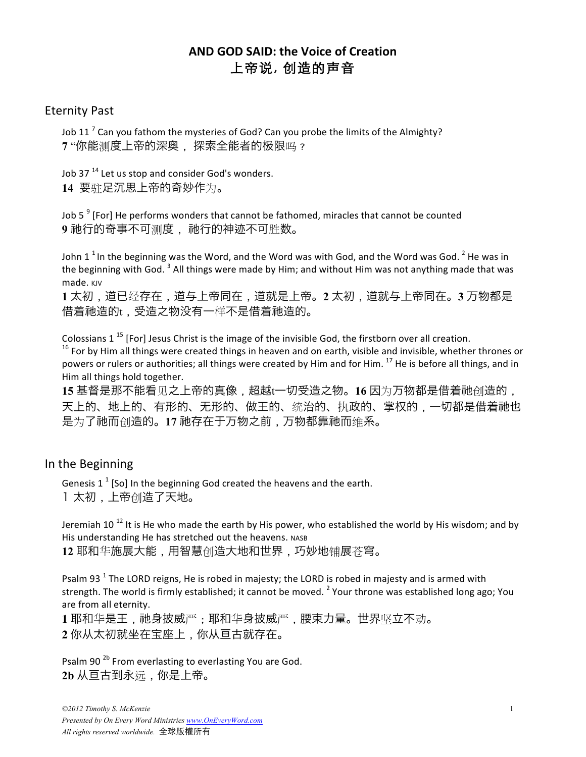# AND GOD SAID: the Voice of Creation
# 上帝说，创造的声音

## Eternity Past

Job 11 [7] Can you fathom the mysteries of God? Can you probe the limits of the Almighty?
**7** "你能测度上帝的深奥， 探索全能者的极限吗？

Job 37 [14] Let us stop and consider God's wonders.
**14** 要驻足沉思上帝的奇妙作为。

Job 5 [9] [For] He performs wonders that cannot be fathomed, miracles that cannot be counted
**9** 祂行的奇事不可测度， 祂行的神迹不可胜数。

John 1 [1] In the beginning was the Word, and the Word was with God, and the Word was God. [2] He was in the beginning with God. [3] All things were made by Him; and without Him was not anything made that was made. KJV
**1** 太初，道已经存在，道与上帝同在，道就是上帝。**2** 太初，道就与上帝同在。**3** 万物都是借着祂造的t，受造之物没有一样不是借着祂造的。

Colossians 1 [15] [For] Jesus Christ is the image of the invisible God, the firstborn over all creation.
[16] For by Him all things were created things in heaven and on earth, visible and invisible, whether thrones or powers or rulers or authorities; all things were created by Him and for Him. [17] He is before all things, and in Him all things hold together.
**15** 基督是那不能看见之上帝的真像，超越t一切受造之物。**16** 因为万物都是借着祂创造的，天上的、地上的、有形的、无形的、做王的、统治的、执政的、掌权的，一切都是借着祂也是为了祂而创造的。**17** 祂存在于万物之前，万物都靠祂而维系。

## In the Beginning

Genesis 1 [1] [So] In the beginning God created the heavens and the earth.
1 太初，上帝创造了天地。

Jeremiah 10 [12] It is He who made the earth by His power, who established the world by His wisdom; and by His understanding He has stretched out the heavens. NASB
**12** 耶和华施展大能，用智慧创造大地和世界，巧妙地铺展苍穹。

Psalm 93 [1] The LORD reigns, He is robed in majesty; the LORD is robed in majesty and is armed with strength. The world is firmly established; it cannot be moved. [2] Your throne was established long ago; You are from all eternity.
**1** 耶和华是王，祂身披威严；耶和华身披威严，腰束力量。世界坚立不动。
**2** 你从太初就坐在宝座上，你从亘古就存在。

Psalm 90 [2b] From everlasting to everlasting You are God.
**2b** 从亘古到永远，你是上帝。

*©2012 Timothy S. McKenzie*
*Presented by On Every Word Ministries www.OnEveryWord.com*
*All rights reserved worldwide.* 全球版權所有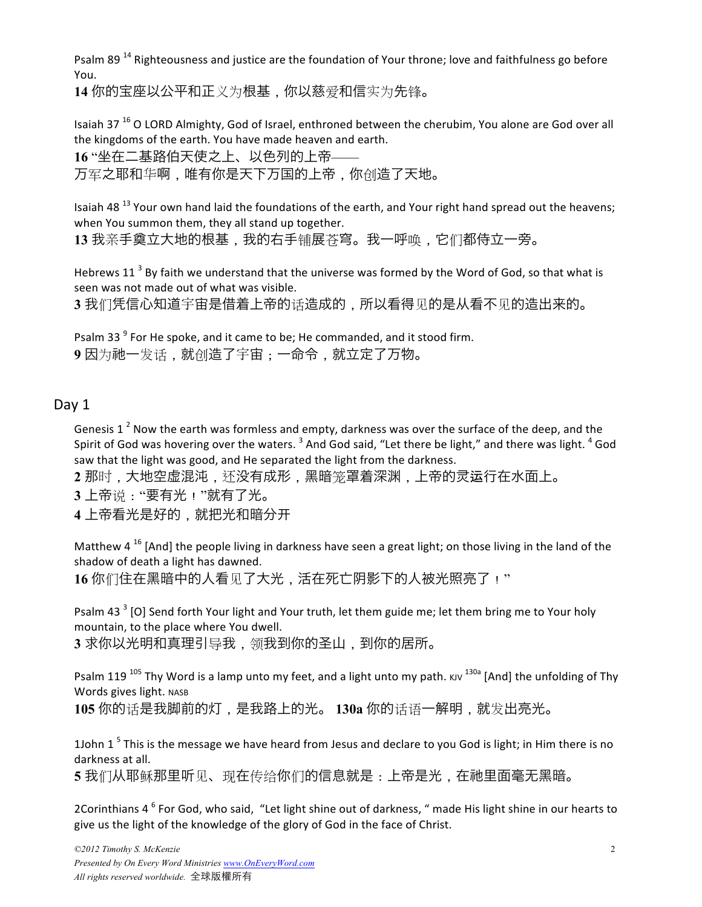Psalm 89 [14] Righteousness and justice are the foundation of Your throne; love and faithfulness go before You.
**14** 你的宝座以公平和正义为根基，你以慈爱和信实为先锋。

Isaiah 37 [16] O LORD Almighty, God of Israel, enthroned between the cherubim, You alone are God over all the kingdoms of the earth. You have made heaven and earth.
**16** "坐在二基路伯天使之上、以色列的上帝——
万军之耶和华啊，唯有你是天下万国的上帝，你创造了天地。

Isaiah 48 [13] Your own hand laid the foundations of the earth, and Your right hand spread out the heavens; when You summon them, they all stand up together.
**13** 我亲手奠立大地的根基，我的右手铺展苍穹。我一呼唤，它们都侍立一旁。

Hebrews 11 [3] By faith we understand that the universe was formed by the Word of God, so that what is seen was not made out of what was visible.
**3** 我们凭信心知道宇宙是借着上帝的话造成的，所以看得见的是从看不见的造出来的。

Psalm 33 [9] For He spoke, and it came to be; He commanded, and it stood firm.
**9** 因为祂一发话，就创造了宇宙；一命令，就立定了万物。

## Day 1

Genesis 1 [2] Now the earth was formless and empty, darkness was over the surface of the deep, and the Spirit of God was hovering over the waters. [3] And God said, "Let there be light," and there was light. [4] God saw that the light was good, and He separated the light from the darkness.
**2** 那时，大地空虚混沌，还没有成形，黑暗笼罩着深渊，上帝的灵运行在水面上。
**3** 上帝说："要有光！"就有了光。
**4** 上帝看光是好的，就把光和暗分开

Matthew 4 [16] [And] the people living in darkness have seen a great light; on those living in the land of the shadow of death a light has dawned.
**16** 你们住在黑暗中的人看见了大光，活在死亡阴影下的人被光照亮了！"

Psalm 43 [3] [O] Send forth Your light and Your truth, let them guide me; let them bring me to Your holy mountain, to the place where You dwell.
**3** 求你以光明和真理引导我，领我到你的圣山，到你的居所。

Psalm 119 [105] Thy Word is a lamp unto my feet, and a light unto my path. KJV [130a] [And] the unfolding of Thy Words gives light. NASB
**105** 你的话是我脚前的灯，是我路上的光。 **130a** 你的话语一解明，就发出亮光。

1John 1 [5] This is the message we have heard from Jesus and declare to you God is light; in Him there is no darkness at all.
**5** 我们从耶稣那里听见、现在传给你们的信息就是：上帝是光，在祂里面毫无黑暗。

2Corinthians 4 [6] For God, who said, "Let light shine out of darkness, " made His light shine in our hearts to give us the light of the knowledge of the glory of God in the face of Christ.

*©2012 Timothy S. McKenzie*
*Presented by On Every Word Ministries www.OnEveryWord.com*
*All rights reserved worldwide.* 全球版權所有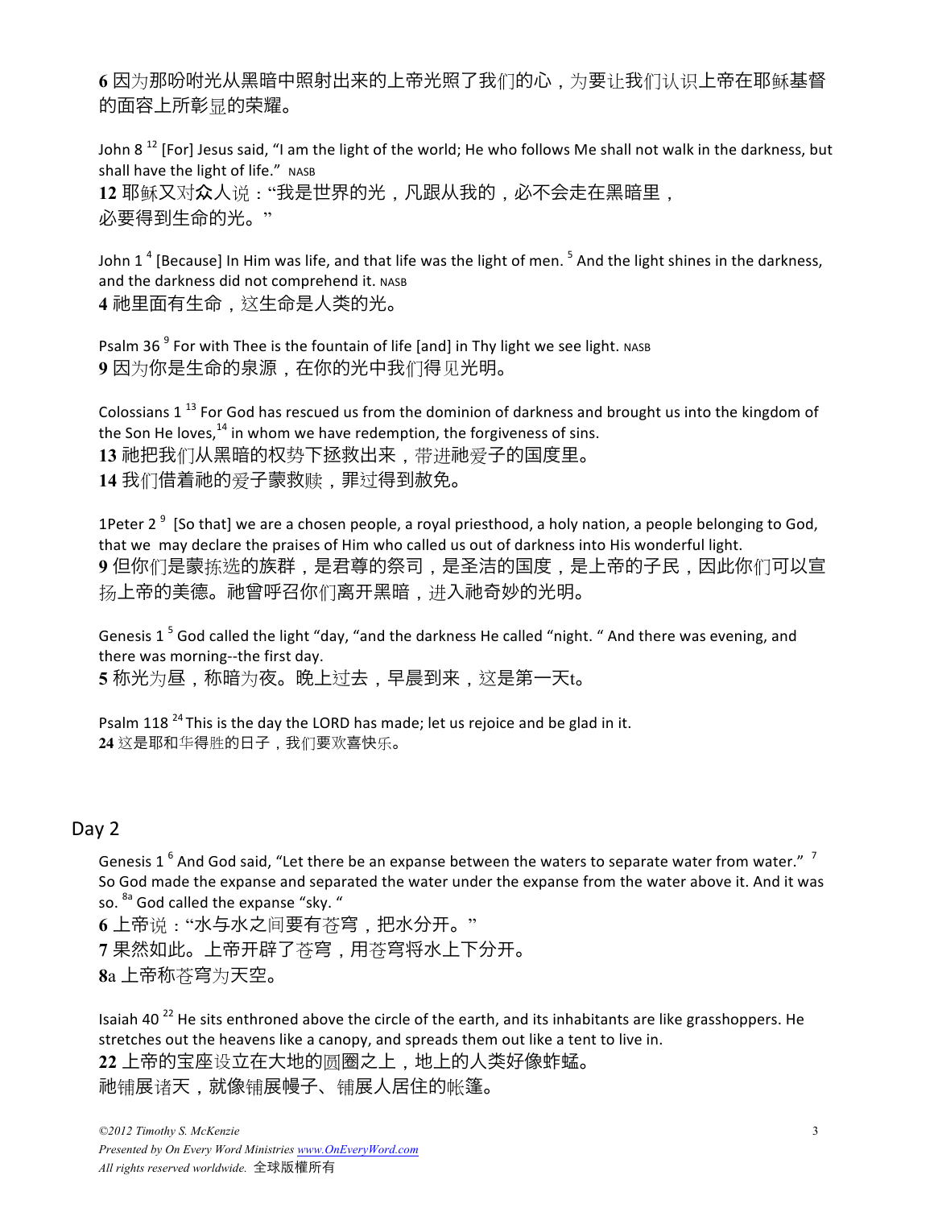**6** 因为那吩咐光从黑暗中照射出来的上帝光照了我们的心，为要让我们认识上帝在耶稣基督的面容上所彰显的荣耀。

John 8 [12] [For] Jesus said, "I am the light of the world; He who follows Me shall not walk in the darkness, but shall have the light of life." NASB

**12** 耶稣又对众人说："我是世界的光，凡跟从我的，必不会走在黑暗里，必要得到生命的光。"

John 1 [4] [Because] In Him was life, and that life was the light of men. [5] And the light shines in the darkness, and the darkness did not comprehend it. NASB

**4** 祂里面有生命，这生命是人类的光。

Psalm 36 [9] For with Thee is the fountain of life [and] in Thy light we see light. NASB

**9** 因为你是生命的泉源，在你的光中我们得见光明。

Colossians 1 [13] For God has rescued us from the dominion of darkness and brought us into the kingdom of the Son He loves,[14] in whom we have redemption, the forgiveness of sins.

**13** 祂把我们从黑暗的权势下拯救出来，带进祂爱子的国度里。

**14** 我们借着祂的爱子蒙救赎，罪过得到赦免。

1Peter 2 [9] [So that] we are a chosen people, a royal priesthood, a holy nation, a people belonging to God, that we may declare the praises of Him who called us out of darkness into His wonderful light.

**9** 但你们是蒙拣选的族群，是君尊的祭司，是圣洁的国度，是上帝的子民，因此你们可以宣扬上帝的美德。祂曾呼召你们离开黑暗，进入祂奇妙的光明。

Genesis 1 [5] God called the light "day, "and the darkness He called "night. " And there was evening, and there was morning--the first day.

**5** 称光为昼，称暗为夜。晚上过去，早晨到来，这是第一天t。

Psalm 118 [24] This is the day the LORD has made; let us rejoice and be glad in it.

**24** 这是耶和华得胜的日子，我们要欢喜快乐。

## Day 2

Genesis 1 [6] And God said, "Let there be an expanse between the waters to separate water from water." [7] So God made the expanse and separated the water under the expanse from the water above it. And it was so. [8a] God called the expanse "sky. "

**6** 上帝说："水与水之间要有苍穹，把水分开。"

**7** 果然如此。上帝开辟了苍穹，用苍穹将水上下分开。

**8a** 上帝称苍穹为天空。

Isaiah 40 [22] He sits enthroned above the circle of the earth, and its inhabitants are like grasshoppers. He stretches out the heavens like a canopy, and spreads them out like a tent to live in.

**22** 上帝的宝座设立在大地的圆圈之上，地上的人类好像蚱蜢。
祂铺展诸天，就像铺展幔子、铺展人居住的帐篷。

*©2012 Timothy S. McKenzie*
*Presented by On Every Word Ministries www.OnEveryWord.com*
*All rights reserved worldwide.* 全球版權所有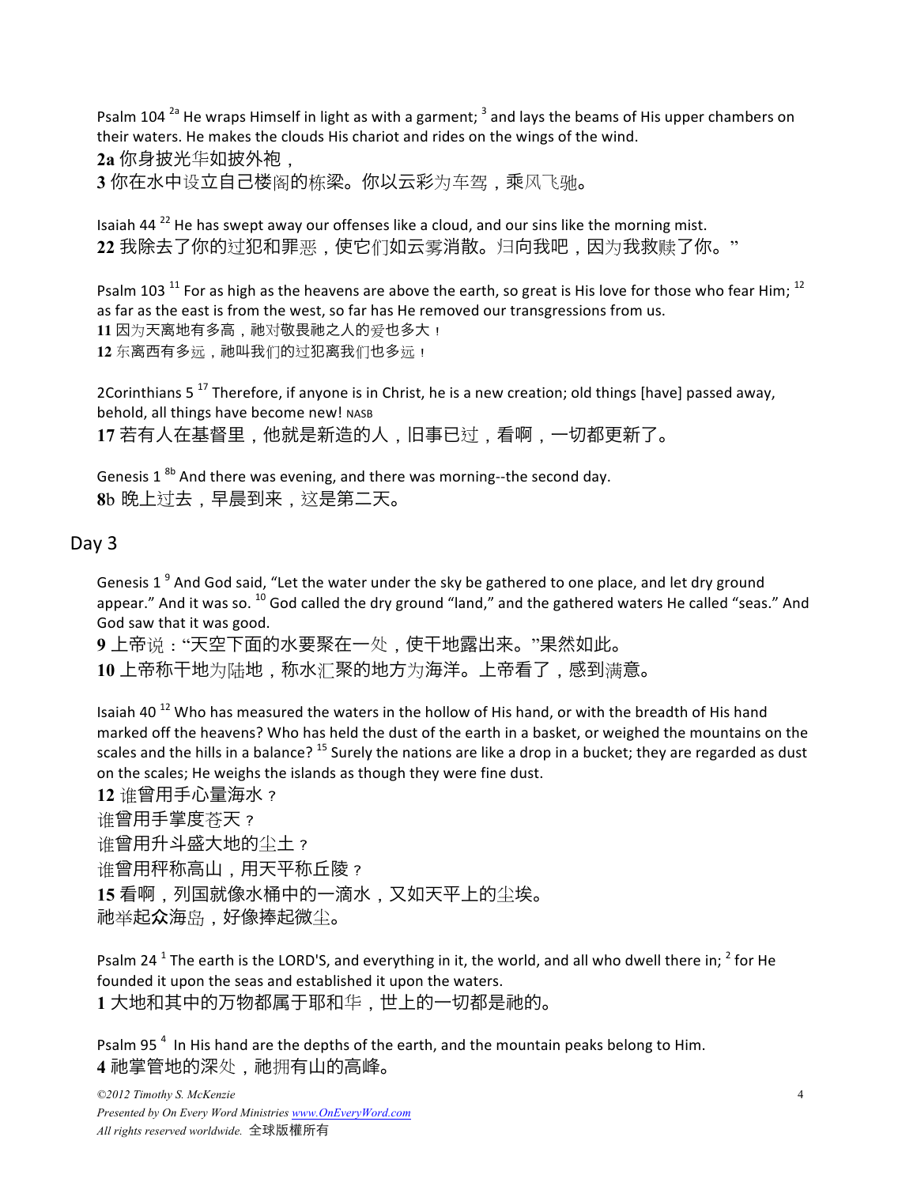Psalm 104 [2a] He wraps Himself in light as with a garment; [3] and lays the beams of His upper chambers on their waters. He makes the clouds His chariot and rides on the wings of the wind.

**2a** 你身披光华如披外袍，

**3** 你在水中设立自己楼阁的栋梁。你以云彩为车驾，乘风飞驰。

Isaiah 44 [22] He has swept away our offenses like a cloud, and our sins like the morning mist.

**22** 我除去了你的过犯和罪恶，使它们如云雾消散。归向我吧，因为我救赎了你。"

Psalm 103 [11] For as high as the heavens are above the earth, so great is His love for those who fear Him; [12] as far as the east is from the west, so far has He removed our transgressions from us.

**11** 因为天离地有多高，祂对敬畏祂之人的爱也多大！

**12** 东离西有多远，祂叫我们的过犯离我们也多远！

2Corinthians 5 [17] Therefore, if anyone is in Christ, he is a new creation; old things [have] passed away, behold, all things have become new! NASB

**17** 若有人在基督里，他就是新造的人，旧事已过，看啊，一切都更新了。

Genesis 1 [8b] And there was evening, and there was morning--the second day.

**8**b 晚上过去，早晨到来，这是第二天。

## Day 3

Genesis 1 [9] And God said, "Let the water under the sky be gathered to one place, and let dry ground appear." And it was so. [10] God called the dry ground "land," and the gathered waters He called "seas." And God saw that it was good.

**9** 上帝说："天空下面的水要聚在一处，使干地露出来。"果然如此。

**10** 上帝称干地为陆地，称水汇聚的地方为海洋。上帝看了，感到满意。

Isaiah 40 [12] Who has measured the waters in the hollow of His hand, or with the breadth of His hand marked off the heavens? Who has held the dust of the earth in a basket, or weighed the mountains on the scales and the hills in a balance? [15] Surely the nations are like a drop in a bucket; they are regarded as dust on the scales; He weighs the islands as though they were fine dust.

**12** 谁曾用手心量海水？

谁曾用手掌度苍天？

谁曾用升斗盛大地的尘土？

谁曾用秤称高山，用天平称丘陵？

**15** 看啊，列国就像水桶中的一滴水，又如天平上的尘埃。

祂举起众海岛，好像捧起微尘。

Psalm 24 [1] The earth is the LORD'S, and everything in it, the world, and all who dwell there in; [2] for He founded it upon the seas and established it upon the waters.

**1** 大地和其中的万物都属于耶和华，世上的一切都是祂的。

Psalm 95 [4] In His hand are the depths of the earth, and the mountain peaks belong to Him.

**4** 祂掌管地的深处，祂拥有山的高峰。

*©2012 Timothy S. McKenzie*

*Presented by On Every Word Ministries www.OnEveryWord.com*

*All rights reserved worldwide.* 全球版權所有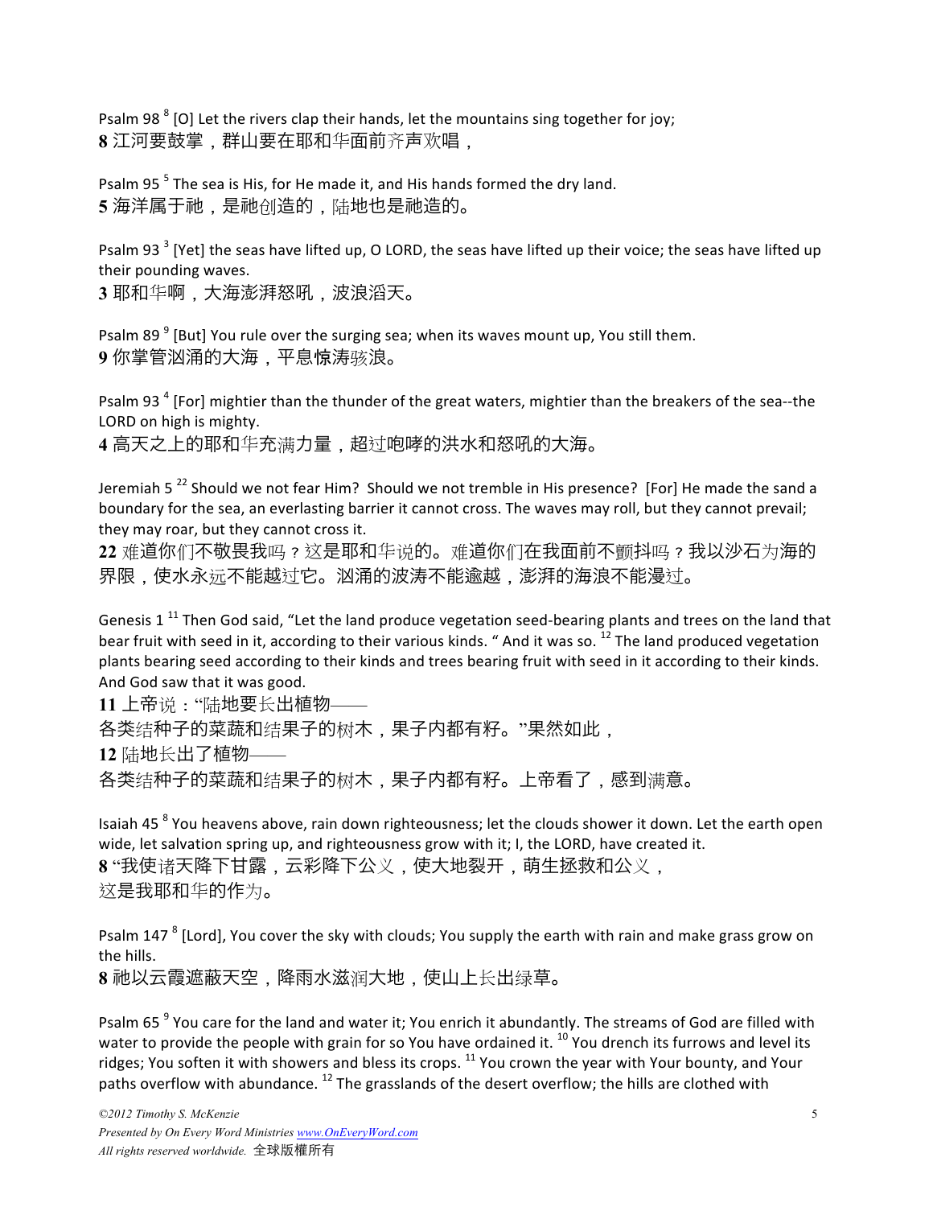Psalm 98 [8] [O] Let the rivers clap their hands, let the mountains sing together for joy;
**8** 江河要鼓掌，群山要在耶和华面前齐声欢唱，

Psalm 95 [5] The sea is His, for He made it, and His hands formed the dry land.
**5** 海洋属于祂，是祂创造的，陆地也是祂造的。

Psalm 93 [3] [Yet] the seas have lifted up, O LORD, the seas have lifted up their voice; the seas have lifted up their pounding waves.
**3** 耶和华啊，大海澎湃怒吼，波浪滔天。

Psalm 89 [9] [But] You rule over the surging sea; when its waves mount up, You still them.
**9** 你掌管汹涌的大海，平息惊涛骇浪。

Psalm 93 [4] [For] mightier than the thunder of the great waters, mightier than the breakers of the sea--the LORD on high is mighty.
**4** 高天之上的耶和华充满力量，超过咆哮的洪水和怒吼的大海。

Jeremiah 5 [22] Should we not fear Him? Should we not tremble in His presence? [For] He made the sand a boundary for the sea, an everlasting barrier it cannot cross. The waves may roll, but they cannot prevail; they may roar, but they cannot cross it.
**22** 难道你们不敬畏我吗？这是耶和华说的。难道你们在我面前不颤抖吗？我以沙石为海的界限，使水永远不能越过它。汹涌的波涛不能逾越，澎湃的海浪不能漫过。

Genesis 1 [11] Then God said, "Let the land produce vegetation seed-bearing plants and trees on the land that bear fruit with seed in it, according to their various kinds. " And it was so. [12] The land produced vegetation plants bearing seed according to their kinds and trees bearing fruit with seed in it according to their kinds. And God saw that it was good.
**11** 上帝说："陆地要长出植物——
各类结种子的菜蔬和结果子的树木，果子内都有籽。"果然如此，
**12** 陆地长出了植物——
各类结种子的菜蔬和结果子的树木，果子内都有籽。上帝看了，感到满意。

Isaiah 45 [8] You heavens above, rain down righteousness; let the clouds shower it down. Let the earth open wide, let salvation spring up, and righteousness grow with it; I, the LORD, have created it.
**8** "我使诸天降下甘露，云彩降下公义，使大地裂开，萌生拯救和公义，
这是我耶和华的作为。

Psalm 147 [8] [Lord], You cover the sky with clouds; You supply the earth with rain and make grass grow on the hills.
**8** 祂以云霞遮蔽天空，降雨水滋润大地，使山上长出绿草。

Psalm 65 [9] You care for the land and water it; You enrich it abundantly. The streams of God are filled with water to provide the people with grain for so You have ordained it. [10] You drench its furrows and level its ridges; You soften it with showers and bless its crops. [11] You crown the year with Your bounty, and Your paths overflow with abundance. [12] The grasslands of the desert overflow; the hills are clothed with

*©2012 Timothy S. McKenzie*
*Presented by On Every Word Ministries www.OnEveryWord.com*
*All rights reserved worldwide.* 全球版權所有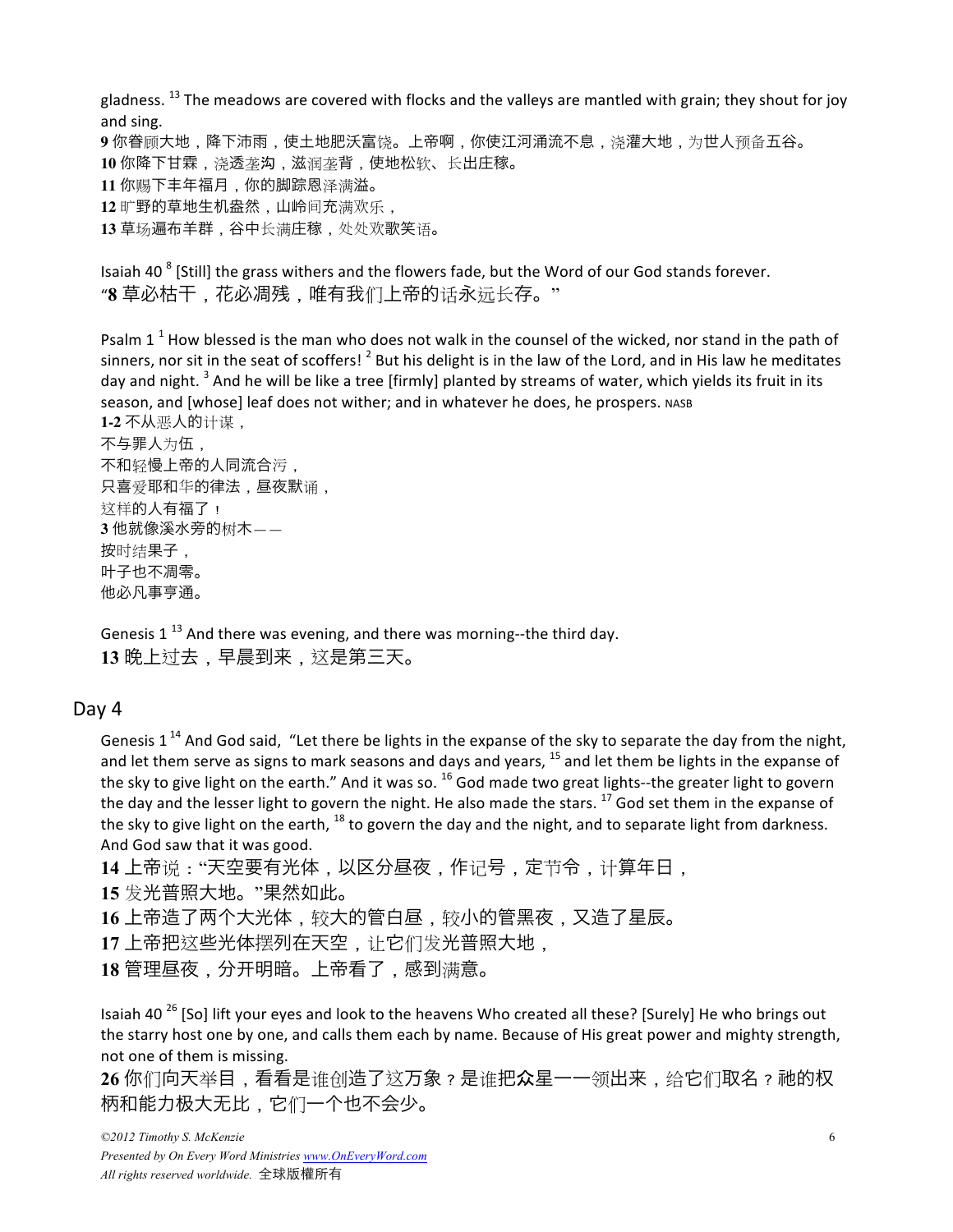gladness. [13] The meadows are covered with flocks and the valleys are mantled with grain; they shout for joy and sing.

**9** 你眷顾大地，降下沛雨，使土地肥沃富饶。上帝啊，你使江河涌流不息，浇灌大地，为世人预备五谷。
**10** 你降下甘霖，浇透垄沟，滋润垄背，使地松软、长出庄稼。
**11** 你赐下丰年福月，你的脚踪恩泽满溢。
**12** 旷野的草地生机盎然，山岭间充满欢乐，
**13** 草场遍布羊群，谷中长满庄稼，处处欢歌笑语。

Isaiah 40 [8] [Still] the grass withers and the flowers fade, but the Word of our God stands forever.
"**8** 草必枯干，花必凋残，唯有我们上帝的话永远长存。"

Psalm 1 [1] How blessed is the man who does not walk in the counsel of the wicked, nor stand in the path of sinners, nor sit in the seat of scoffers! [2] But his delight is in the law of the Lord, and in His law he meditates day and night. [3] And he will be like a tree [firmly] planted by streams of water, which yields its fruit in its season, and [whose] leaf does not wither; and in whatever he does, he prospers. NASB

**1-2** 不从恶人的计谋，
不与罪人为伍，
不和轻慢上帝的人同流合污，
只喜爱耶和华的律法，昼夜默诵，
这样的人有福了！
**3** 他就像溪水旁的树木——
按时结果子，
叶子也不凋零。
他必凡事亨通。

Genesis 1 [13] And there was evening, and there was morning--the third day.
**13** 晚上过去，早晨到来，这是第三天。

## Day 4

Genesis 1 [14] And God said, "Let there be lights in the expanse of the sky to separate the day from the night, and let them serve as signs to mark seasons and days and years, [15] and let them be lights in the expanse of the sky to give light on the earth." And it was so. [16] God made two great lights--the greater light to govern the day and the lesser light to govern the night. He also made the stars. [17] God set them in the expanse of the sky to give light on the earth, [18] to govern the day and the night, and to separate light from darkness. And God saw that it was good.

**14** 上帝说："天空要有光体，以区分昼夜，作记号，定节令，计算年日，
**15** 发光普照大地。"果然如此。
**16** 上帝造了两个大光体，较大的管白昼，较小的管黑夜，又造了星辰。
**17** 上帝把这些光体摆列在天空，让它们发光普照大地，
**18** 管理昼夜，分开明暗。上帝看了，感到满意。

Isaiah 40 [26] [So] lift your eyes and look to the heavens Who created all these? [Surely] He who brings out the starry host one by one, and calls them each by name. Because of His great power and mighty strength, not one of them is missing.

**26** 你们向天举目，看看是谁创造了这万象？是谁把众星一一领出来，给它们取名？祂的权柄和能力极大无比，它们一个也不会少。

*©2012 Timothy S. McKenzie*
*Presented by On Every Word Ministries www.OnEveryWord.com*
*All rights reserved worldwide.* 全球版權所有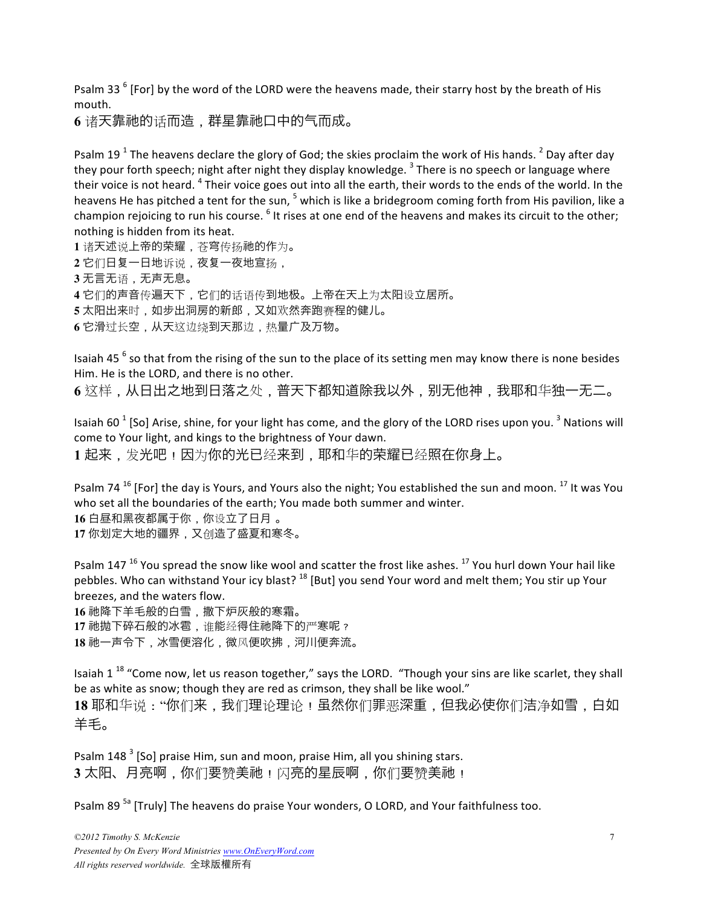Psalm 33 [6] [For] by the word of the LORD were the heavens made, their starry host by the breath of His mouth.

**6** 诸天靠祂的话而造，群星靠祂口中的气而成。

Psalm 19 [1] The heavens declare the glory of God; the skies proclaim the work of His hands. [2] Day after day they pour forth speech; night after night they display knowledge. [3] There is no speech or language where their voice is not heard. [4] Their voice goes out into all the earth, their words to the ends of the world. In the heavens He has pitched a tent for the sun, [5] which is like a bridegroom coming forth from His pavilion, like a champion rejoicing to run his course. [6] It rises at one end of the heavens and makes its circuit to the other; nothing is hidden from its heat.

**1** 诸天述说上帝的荣耀，苍穹传扬祂的作为。
**2** 它们日复一日地诉说，夜复一夜地宣扬，
**3** 无言无语，无声无息。
**4** 它们的声音传遍天下，它们的话语传到地极。上帝在天上为太阳设立居所。
**5** 太阳出来时，如步出洞房的新郎，又如欢然奔跑赛程的健儿。
**6** 它滑过长空，从天这边绕到天那边，热量广及万物。

Isaiah 45 [6] so that from the rising of the sun to the place of its setting men may know there is none besides Him. He is the LORD, and there is no other.

**6** 这样，从日出之地到日落之处，普天下都知道除我以外，别无他神，我耶和华独一无二。

Isaiah 60 [1] [So] Arise, shine, for your light has come, and the glory of the LORD rises upon you. [3] Nations will come to Your light, and kings to the brightness of Your dawn.

**1** 起来，发光吧！因为你的光已经来到，耶和华的荣耀已经照在你身上。

Psalm 74 [16] [For] the day is Yours, and Yours also the night; You established the sun and moon. [17] It was You who set all the boundaries of the earth; You made both summer and winter.

**16** 白昼和黑夜都属于你，你设立了日月 。
**17** 你划定大地的疆界，又创造了盛夏和寒冬。

Psalm 147 [16] You spread the snow like wool and scatter the frost like ashes. [17] You hurl down Your hail like pebbles. Who can withstand Your icy blast? [18] [But] you send Your word and melt them; You stir up Your breezes, and the waters flow.

**16** 祂降下羊毛般的白雪，撒下炉灰般的寒霜。
**17** 祂抛下碎石般的冰雹，谁能经得住祂降下的严寒呢？
**18** 祂一声令下，冰雪便溶化，微风便吹拂，河川便奔流。

Isaiah 1 [18] "Come now, let us reason together," says the LORD. "Though your sins are like scarlet, they shall be as white as snow; though they are red as crimson, they shall be like wool."

**18** 耶和华说："你们来，我们理论理论！虽然你们罪恶深重，但我必使你们洁净如雪，白如羊毛。

Psalm 148 [3] [So] praise Him, sun and moon, praise Him, all you shining stars.

**3** 太阳、月亮啊，你们要赞美祂！闪亮的星辰啊，你们要赞美祂！

Psalm 89 [5a] [Truly] The heavens do praise Your wonders, O LORD, and Your faithfulness too.

*©2012 Timothy S. McKenzie*
*Presented by On Every Word Ministries www.OnEveryWord.com*
*All rights reserved worldwide.* 全球版權所有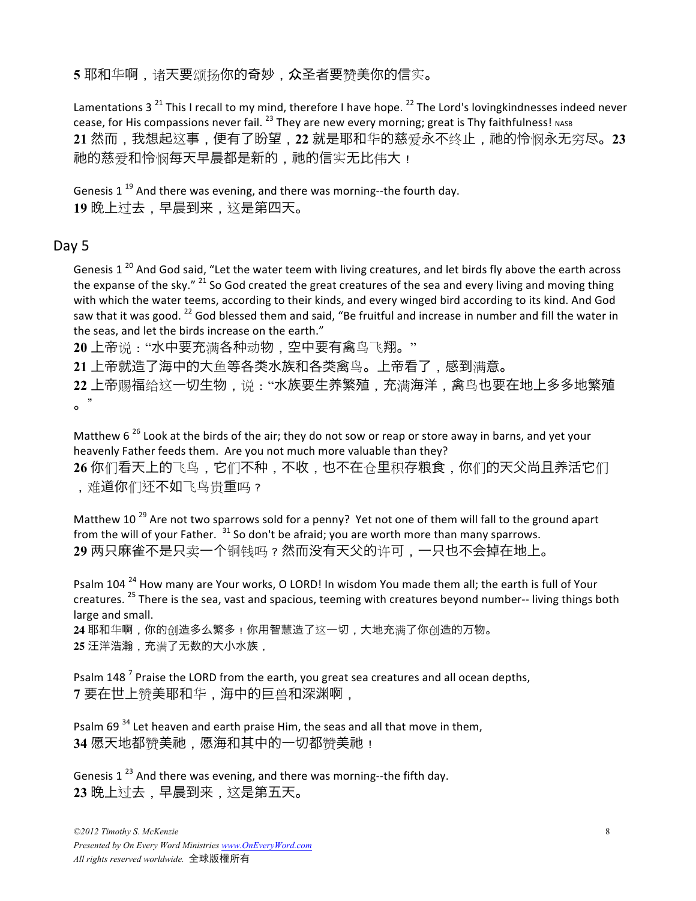**5** 耶和华啊，诸天要颂扬你的奇妙，众圣者要赞美你的信实。

Lamentations 3 [21] This I recall to my mind, therefore I have hope. [22] The Lord's lovingkindnesses indeed never cease, for His compassions never fail. [23] They are new every morning; great is Thy faithfulness! NASB
**21** 然而，我想起这事，便有了盼望，**22** 就是耶和华的慈爱永不终止，祂的怜悯永无穷尽。**23** 祂的慈爱和怜悯每天早晨都是新的，祂的信实无比伟大！

Genesis 1 [19] And there was evening, and there was morning--the fourth day.
**19** 晚上过去，早晨到来，这是第四天。

## Day 5

Genesis 1 [20] And God said, "Let the water teem with living creatures, and let birds fly above the earth across the expanse of the sky." [21] So God created the great creatures of the sea and every living and moving thing with which the water teems, according to their kinds, and every winged bird according to its kind. And God saw that it was good. [22] God blessed them and said, "Be fruitful and increase in number and fill the water in the seas, and let the birds increase on the earth."
**20** 上帝说："水中要充满各种动物，空中要有禽鸟飞翔。"
**21** 上帝就造了海中的大鱼等各类水族和各类禽鸟。上帝看了，感到满意。
**22** 上帝赐福给这一切生物，说："水族要生养繁殖，充满海洋，禽鸟也要在地上多多地繁殖。"

Matthew 6 [26] Look at the birds of the air; they do not sow or reap or store away in barns, and yet your heavenly Father feeds them. Are you not much more valuable than they?
**26** 你们看天上的飞鸟，它们不种，不收，也不在仓里积存粮食，你们的天父尚且养活它们，难道你们还不如飞鸟贵重吗？

Matthew 10 [29] Are not two sparrows sold for a penny? Yet not one of them will fall to the ground apart from the will of your Father. [31] So don't be afraid; you are worth more than many sparrows.
**29** 两只麻雀不是只卖一个铜钱吗？然而没有天父的许可，一只也不会掉在地上。

Psalm 104 [24] How many are Your works, O LORD! In wisdom You made them all; the earth is full of Your creatures. [25] There is the sea, vast and spacious, teeming with creatures beyond number-- living things both large and small.
**24** 耶和华啊，你的创造多么繁多！你用智慧造了这一切，大地充满了你创造的万物。
**25** 汪洋浩瀚，充满了无数的大小水族，

Psalm 148 [7] Praise the LORD from the earth, you great sea creatures and all ocean depths,
**7** 要在世上赞美耶和华，海中的巨兽和深渊啊，

Psalm 69 [34] Let heaven and earth praise Him, the seas and all that move in them,
**34** 愿天地都赞美祂，愿海和其中的一切都赞美祂！

Genesis 1 [23] And there was evening, and there was morning--the fifth day.
**23** 晚上过去，早晨到来，这是第五天。

*©2012 Timothy S. McKenzie*
*Presented by On Every Word Ministries www.OnEveryWord.com*
*All rights reserved worldwide.* 全球版權所有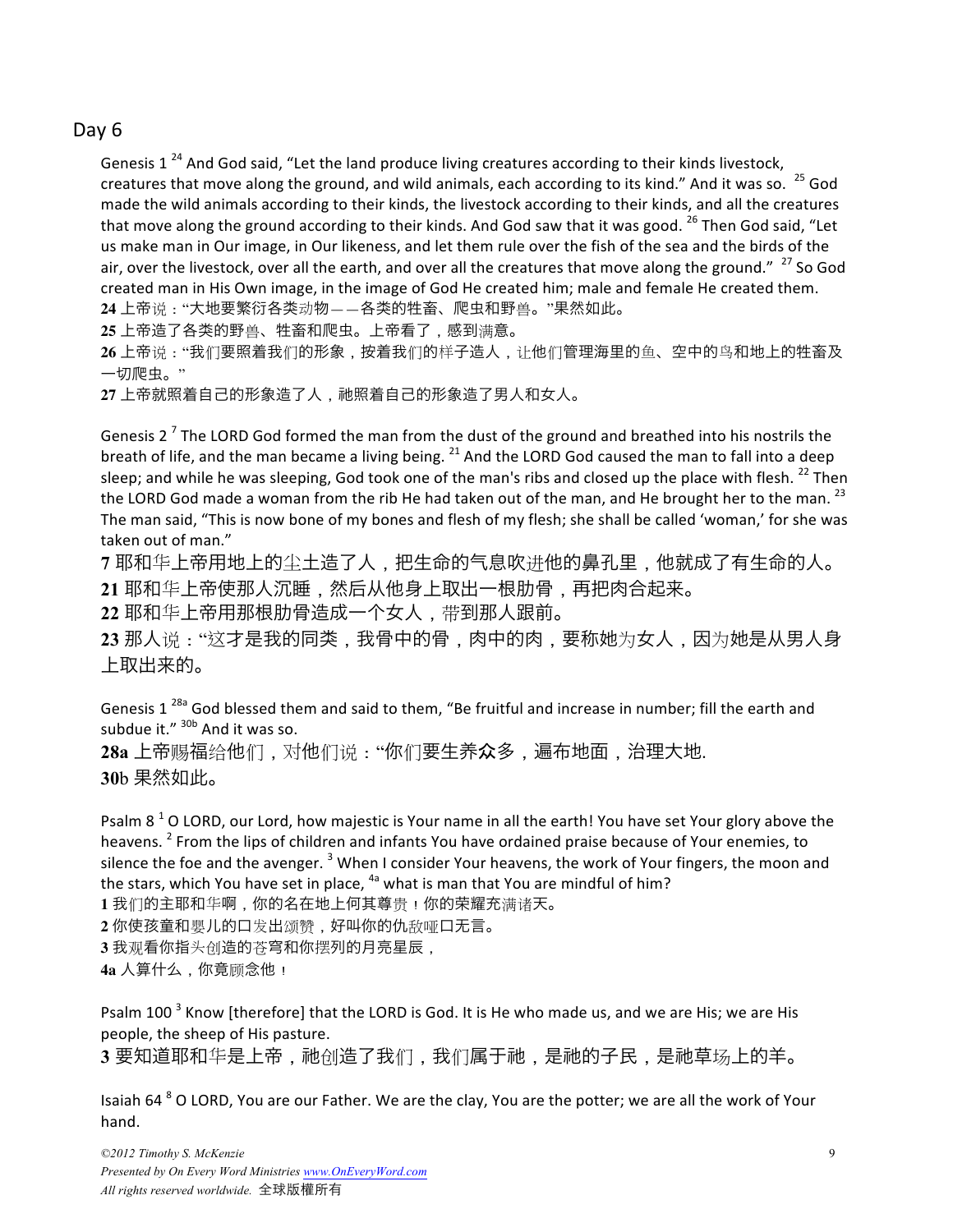## Day 6

Genesis 1 [24] And God said, “Let the land produce living creatures according to their kinds livestock, creatures that move along the ground, and wild animals, each according to its kind.” And it was so. [25] God made the wild animals according to their kinds, the livestock according to their kinds, and all the creatures that move along the ground according to their kinds. And God saw that it was good. [26] Then God said, “Let us make man in Our image, in Our likeness, and let them rule over the fish of the sea and the birds of the air, over the livestock, over all the earth, and over all the creatures that move along the ground.” [27] So God created man in His Own image, in the image of God He created him; male and female He created them.

**24** 上帝说：“大地要繁衍各类动物——各类的牲畜、爬虫和野兽。”果然如此。

**25** 上帝造了各类的野兽、牲畜和爬虫。上帝看了，感到满意。

**26** 上帝说：“我们要照着我们的形象，按着我们的样子造人，让他们管理海里的鱼、空中的鸟和地上的牲畜及一切爬虫。”

**27** 上帝就照着自己的形象造了人，祂照着自己的形象造了男人和女人。

Genesis 2 [7] The LORD God formed the man from the dust of the ground and breathed into his nostrils the breath of life, and the man became a living being. [21] And the LORD God caused the man to fall into a deep sleep; and while he was sleeping, God took one of the man's ribs and closed up the place with flesh. [22] Then the LORD God made a woman from the rib He had taken out of the man, and He brought her to the man. [23] The man said, “This is now bone of my bones and flesh of my flesh; she shall be called ‘woman,’ for she was taken out of man.”

**7** 耶和华上帝用地上的尘土造了人，把生命的气息吹进他的鼻孔里，他就成了有生命的人。

**21** 耶和华上帝使那人沉睡，然后从他身上取出一根肋骨，再把肉合起来。

**22** 耶和华上帝用那根肋骨造成一个女人，带到那人跟前。

**23** 那人说：“这才是我的同类，我骨中的骨，肉中的肉，要称她为女人，因为她是从男人身上取出来的。

Genesis 1 [28a] God blessed them and said to them, “Be fruitful and increase in number; fill the earth and subdue it.” [30b] And it was so.

**28a** 上帝赐福给他们，对他们说：“你们要生养众多，遍布地面，治理大地.

**30b** 果然如此。

Psalm 8 [1] O LORD, our Lord, how majestic is Your name in all the earth! You have set Your glory above the heavens. [2] From the lips of children and infants You have ordained praise because of Your enemies, to silence the foe and the avenger. [3] When I consider Your heavens, the work of Your fingers, the moon and the stars, which You have set in place, [4a] what is man that You are mindful of him?

**1** 我们的主耶和华啊，你的名在地上何其尊贵！你的荣耀充满诸天。

**2** 你使孩童和婴儿的口发出颂赞，好叫你的仇敌哑口无言。

**3** 我观看你指头创造的苍穹和你摆列的月亮星辰，

**4a** 人算什么，你竟顾念他！

Psalm 100 [3] Know [therefore] that the LORD is God. It is He who made us, and we are His; we are His people, the sheep of His pasture.

**3** 要知道耶和华是上帝，祂创造了我们，我们属于祂，是祂的子民，是祂草场上的羊。

Isaiah 64 [8] O LORD, You are our Father. We are the clay, You are the potter; we are all the work of Your hand.

*©2012 Timothy S. McKenzie*
*Presented by On Every Word Ministries www.OnEveryWord.com*
*All rights reserved worldwide.* 全球版權所有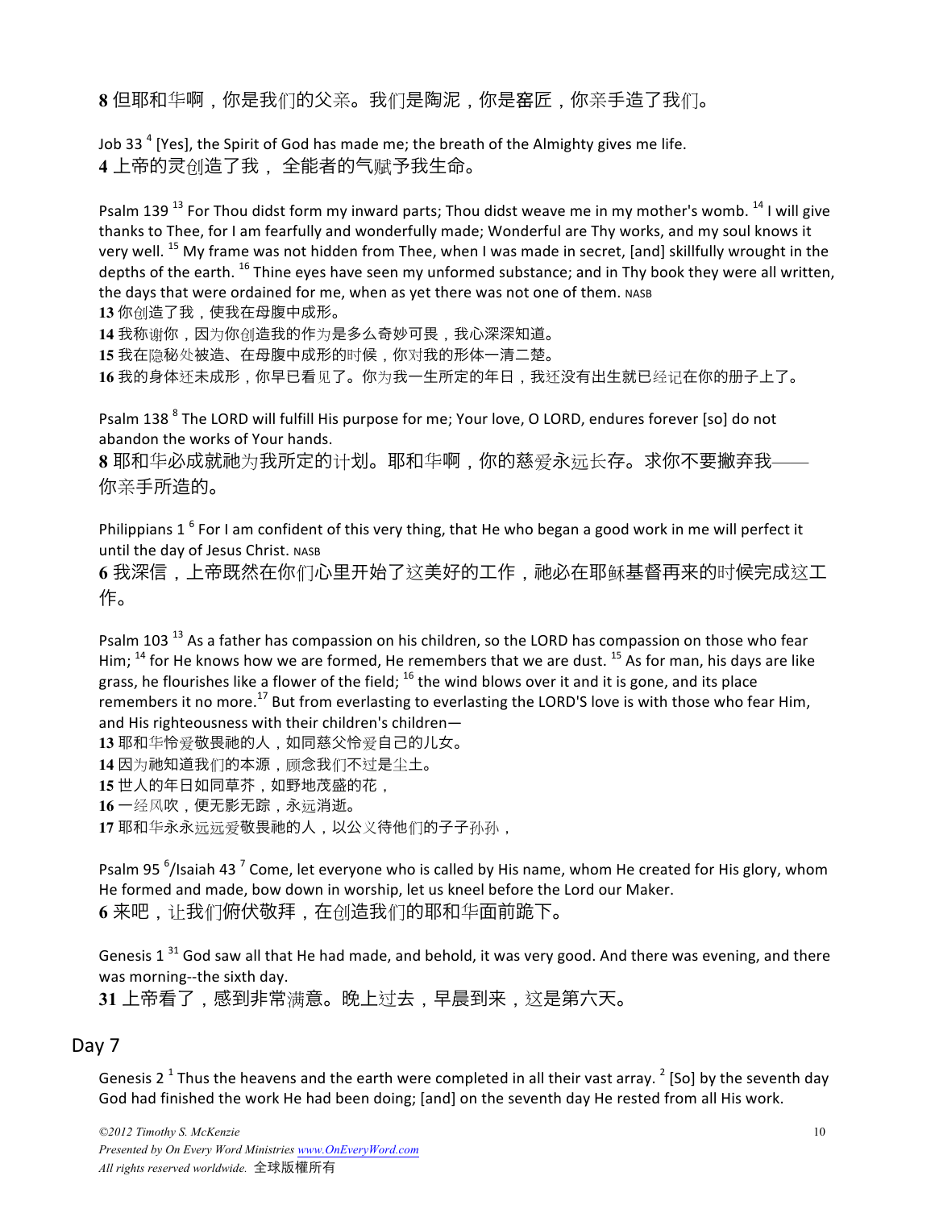**8** 但耶和华啊，你是我们的父亲。我们是陶泥，你是窑匠，你亲手造了我们。

Job 33 [4] [Yes], the Spirit of God has made me; the breath of the Almighty gives me life.
**4** 上帝的灵创造了我， 全能者的气赋予我生命。

Psalm 139 [13] For Thou didst form my inward parts; Thou didst weave me in my mother's womb. [14] I will give thanks to Thee, for I am fearfully and wonderfully made; Wonderful are Thy works, and my soul knows it very well. [15] My frame was not hidden from Thee, when I was made in secret, [and] skillfully wrought in the depths of the earth. [16] Thine eyes have seen my unformed substance; and in Thy book they were all written, the days that were ordained for me, when as yet there was not one of them. NASB
**13** 你创造了我，使我在母腹中成形。
**14** 我称谢你，因为你创造我的作为是多么奇妙可畏，我心深深知道。
**15** 我在隐秘处被造、在母腹中成形的时候，你对我的形体一清二楚。
**16** 我的身体还未成形，你早已看见了。你为我一生所定的年日，我还没有出生就已经记在你的册子上了。

Psalm 138 [8] The LORD will fulfill His purpose for me; Your love, O LORD, endures forever [so] do not abandon the works of Your hands.
**8** 耶和华必成就祂为我所定的计划。耶和华啊，你的慈爱永远长存。求你不要撇弃我——你亲手所造的。

Philippians 1 [6] For I am confident of this very thing, that He who began a good work in me will perfect it until the day of Jesus Christ. NASB
**6** 我深信，上帝既然在你们心里开始了这美好的工作，祂必在耶稣基督再来的时候完成这工作。

Psalm 103 [13] As a father has compassion on his children, so the LORD has compassion on those who fear Him; [14] for He knows how we are formed, He remembers that we are dust. [15] As for man, his days are like grass, he flourishes like a flower of the field; [16] the wind blows over it and it is gone, and its place remembers it no more. [17] But from everlasting to everlasting the LORD'S love is with those who fear Him, and His righteousness with their children's children—
**13** 耶和华怜爱敬畏祂的人，如同慈父怜爱自己的儿女。
**14** 因为祂知道我们的本源，顾念我们不过是尘土。
**15** 世人的年日如同草芥，如野地茂盛的花，
**16** 一经风吹，便无影无踪，永远消逝。
**17** 耶和华永永远远爱敬畏祂的人，以公义待他们的子子孙孙，

Psalm 95 [6]/Isaiah 43 [7] Come, let everyone who is called by His name, whom He created for His glory, whom He formed and made, bow down in worship, let us kneel before the Lord our Maker.
**6** 来吧，让我们俯伏敬拜，在创造我们的耶和华面前跪下。

Genesis 1 [31] God saw all that He had made, and behold, it was very good. And there was evening, and there was morning--the sixth day.
**31** 上帝看了，感到非常满意。晚上过去，早晨到来，这是第六天。

## Day 7

Genesis 2 [1] Thus the heavens and the earth were completed in all their vast array. [2] [So] by the seventh day God had finished the work He had been doing; [and] on the seventh day He rested from all His work.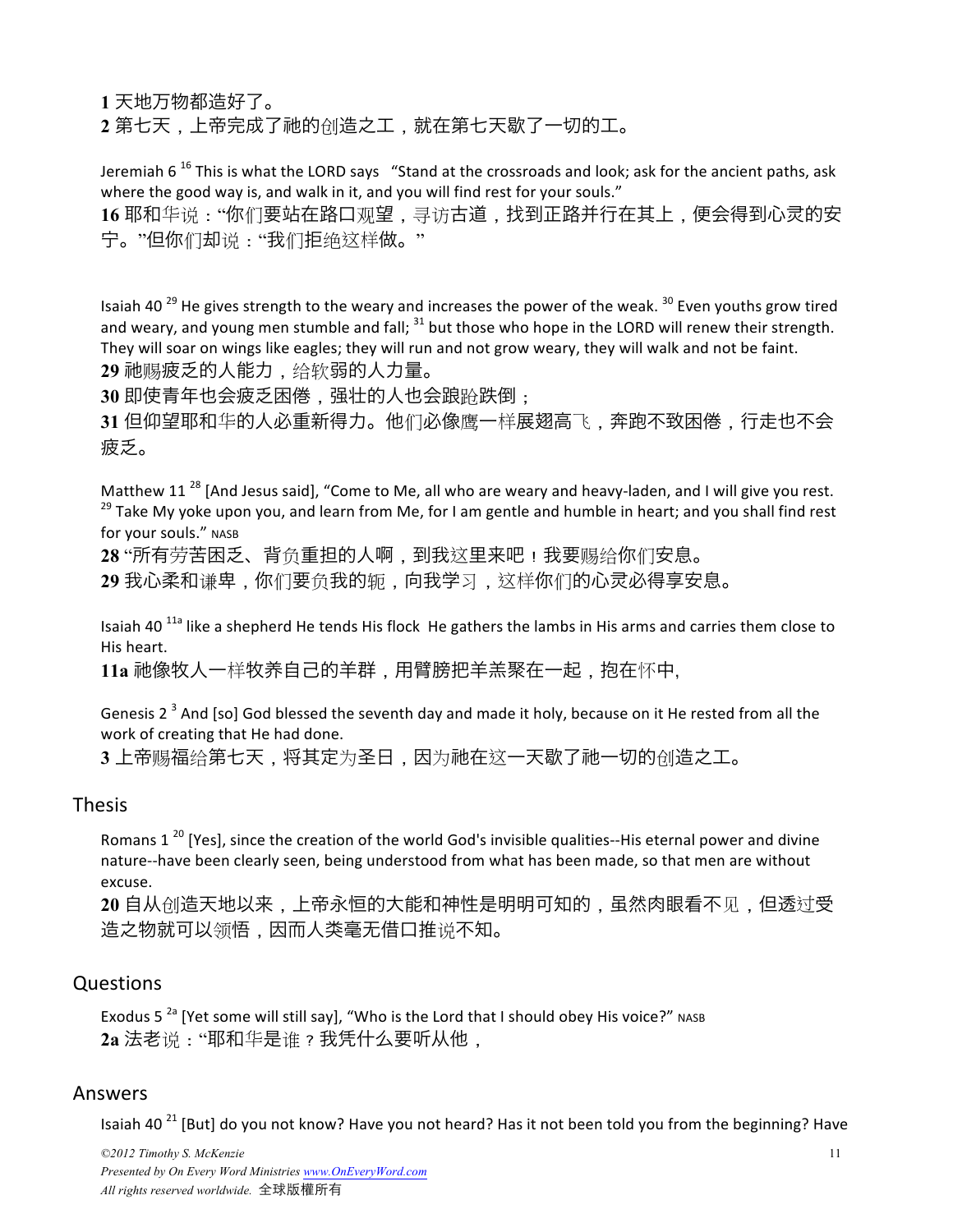**1** 天地万物都造好了。
**2** 第七天，上帝完成了祂的创造之工，就在第七天歇了一切的工。

Jeremiah 6 [16] This is what the LORD says "Stand at the crossroads and look; ask for the ancient paths, ask where the good way is, and walk in it, and you will find rest for your souls."
**16** 耶和华说："你们要站在路口观望，寻访古道，找到正路并行在其上，便会得到心灵的安宁。"但你们却说："我们拒绝这样做。"

Isaiah 40 [29] He gives strength to the weary and increases the power of the weak. [30] Even youths grow tired and weary, and young men stumble and fall; [31] but those who hope in the LORD will renew their strength. They will soar on wings like eagles; they will run and not grow weary, they will walk and not be faint.
**29** 祂赐疲乏的人能力，给软弱的人力量。
**30** 即使青年也会疲乏困倦，强壮的人也会踉跄跌倒；
**31** 但仰望耶和华的人必重新得力。他们必像鹰一样展翅高飞，奔跑不致困倦，行走也不会疲乏。

Matthew 11 [28] [And Jesus said], "Come to Me, all who are weary and heavy-laden, and I will give you rest. [29] Take My yoke upon you, and learn from Me, for I am gentle and humble in heart; and you shall find rest for your souls." NASB
**28** "所有劳苦困乏、背负重担的人啊，到我这里来吧！我要赐给你们安息。
**29** 我心柔和谦卑，你们要负我的轭，向我学习，这样你们的心灵必得享安息。

Isaiah 40 [11a] like a shepherd He tends His flock He gathers the lambs in His arms and carries them close to His heart.
**11a** 祂像牧人一样牧养自己的羊群，用臂膀把羊羔聚在一起，抱在怀中,

Genesis 2 [3] And [so] God blessed the seventh day and made it holy, because on it He rested from all the work of creating that He had done.
**3** 上帝赐福给第七天，将其定为圣日，因为祂在这一天歇了祂一切的创造之工。

## Thesis

Romans 1 [20] [Yes], since the creation of the world God's invisible qualities--His eternal power and divine nature--have been clearly seen, being understood from what has been made, so that men are without excuse.
**20** 自从创造天地以来，上帝永恒的大能和神性是明明可知的，虽然肉眼看不见，但透过受造之物就可以领悟，因而人类毫无借口推说不知。

## Questions

Exodus 5 [2a] [Yet some will still say], "Who is the Lord that I should obey His voice?" NASB
**2a** 法老说："耶和华是谁？我凭什么要听从他，

## Answers

Isaiah 40 [21] [But] do you not know? Have you not heard? Has it not been told you from the beginning? Have

*©2012 Timothy S. McKenzie*
*Presented by On Every Word Ministries www.OnEveryWord.com*
*All rights reserved worldwide.* 全球版權所有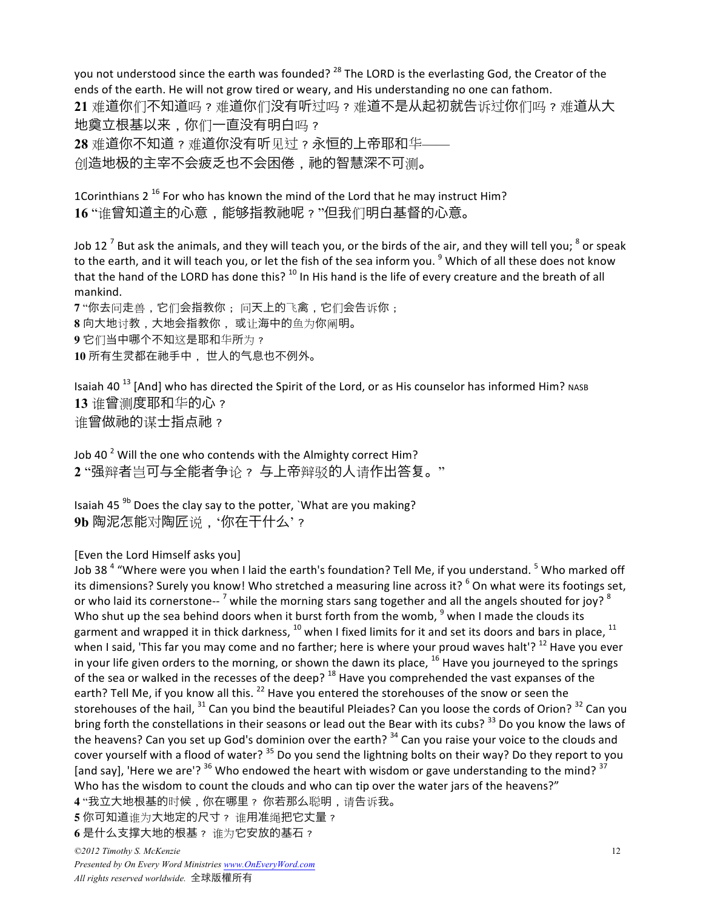you not understood since the earth was founded? [28] The LORD is the everlasting God, the Creator of the ends of the earth. He will not grow tired or weary, and His understanding no one can fathom.

**21** 难道你们不知道吗？难道你们没有听过吗？难道不是从起初就告诉过你们吗？难道从大地奠立根基以来，你们一直没有明白吗？

**28** 难道你不知道？难道你没有听见过？永恒的上帝耶和华——创造地极的主宰不会疲乏也不会困倦，祂的智慧深不可测。

1Corinthians 2 [16] For who has known the mind of the Lord that he may instruct Him?

**16** "谁曾知道主的心意，能够指教祂呢？"但我们明白基督的心意。

Job 12 [7] But ask the animals, and they will teach you, or the birds of the air, and they will tell you; [8] or speak to the earth, and it will teach you, or let the fish of the sea inform you. [9] Which of all these does not know that the hand of the LORD has done this? [10] In His hand is the life of every creature and the breath of all mankind.

**7** "你去问走兽，它们会指教你；问天上的飞禽，它们会告诉你；
**8** 向大地讨教，大地会指教你，或让海中的鱼为你阐明。
**9** 它们当中哪个不知这是耶和华所为？
**10** 所有生灵都在祂手中，世人的气息也不例外。

Isaiah 40 [13] [And] who has directed the Spirit of the Lord, or as His counselor has informed Him? NASB

**13** 谁曾测度耶和华的心？
谁曾做祂的谋士指点祂？

Job 40 [2] Will the one who contends with the Almighty correct Him?

**2** "强辩者岂可与全能者争论？与上帝辩驳的人请作出答复。"

Isaiah 45 [9b] Does the clay say to the potter, `What are you making?

**9b** 陶泥怎能对陶匠说，'你在干什么'？

[Even the Lord Himself asks you]

Job 38 [4] "Where were you when I laid the earth's foundation? Tell Me, if you understand. [5] Who marked off its dimensions? Surely you know! Who stretched a measuring line across it? [6] On what were its footings set, or who laid its cornerstone-- [7] while the morning stars sang together and all the angels shouted for joy? [8] Who shut up the sea behind doors when it burst forth from the womb, [9] when I made the clouds its garment and wrapped it in thick darkness, [10] when I fixed limits for it and set its doors and bars in place, [11] when I said, 'This far you may come and no farther; here is where your proud waves halt'? [12] Have you ever in your life given orders to the morning, or shown the dawn its place, [16] Have you journeyed to the springs of the sea or walked in the recesses of the deep? [18] Have you comprehended the vast expanses of the earth? Tell Me, if you know all this. [22] Have you entered the storehouses of the snow or seen the storehouses of the hail, [31] Can you bind the beautiful Pleiades? Can you loose the cords of Orion? [32] Can you bring forth the constellations in their seasons or lead out the Bear with its cubs? [33] Do you know the laws of the heavens? Can you set up God's dominion over the earth? [34] Can you raise your voice to the clouds and cover yourself with a flood of water? [35] Do you send the lightning bolts on their way? Do they report to you [and say], 'Here we are'? [36] Who endowed the heart with wisdom or gave understanding to the mind? [37] Who has the wisdom to count the clouds and who can tip over the water jars of the heavens?"

**4** "我立大地根基的时候，你在哪里？你若那么聪明，请告诉我。
**5** 你可知道谁为大地定的尺寸？谁用准绳把它丈量？
**6** 是什么支撑大地的根基？谁为它安放的基石？

*©2012 Timothy S. McKenzie*
*Presented by On Every Word Ministries www.OnEveryWord.com*
*All rights reserved worldwide.* 全球版權所有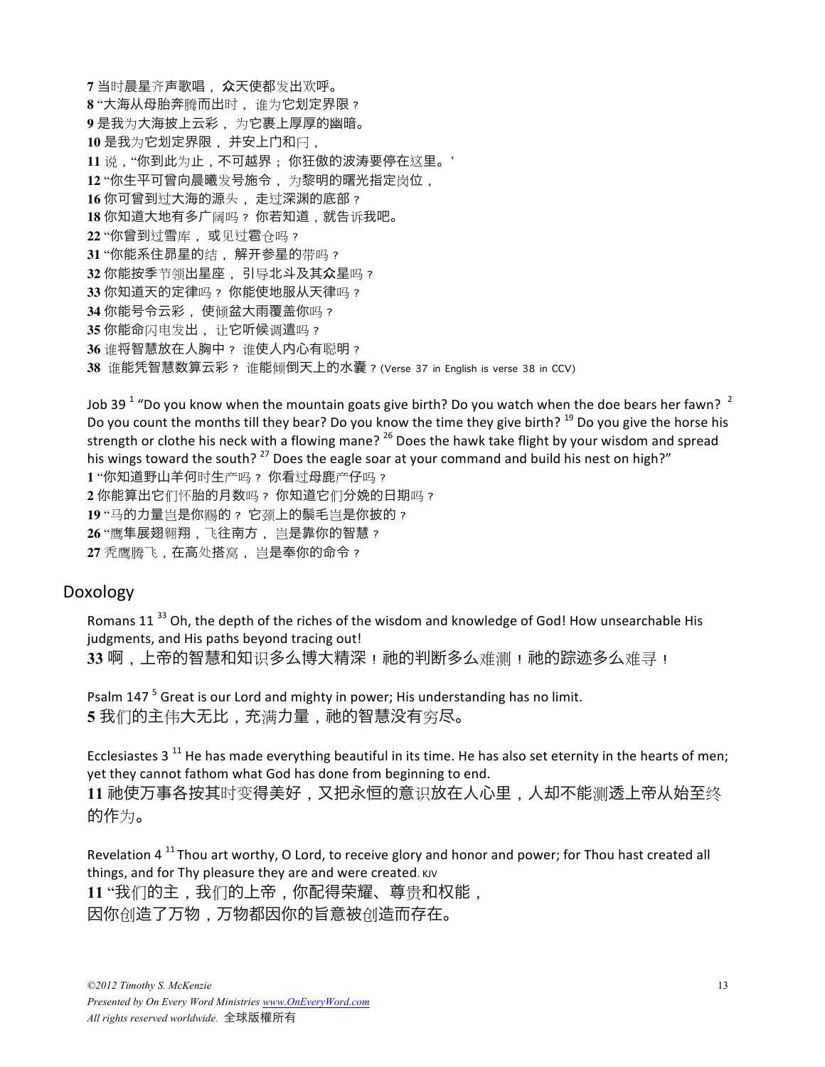**7** 当时晨星齐声歌唱，众天使都发出欢呼。
**8** "大海从母胎奔腾而出时，谁为它划定界限？
**9** 是我为大海披上云彩，为它裹上厚厚的幽暗。
**10** 是我为它划定界限，并安上门和闩，
**11** 说，"你到此为止，不可越界；你狂傲的波涛要停在这里。'
**12** "你生平可曾向晨曦发号施令，为黎明的曙光指定岗位，
**16** 你可曾到过大海的源头，走过深渊的底部？
**18** 你知道大地有多广阔吗？你若知道，就告诉我吧。
**22** "你曾到过雪库，或见过雹仓吗？
**31** "你能系住昴星的结，解开参星的带吗？
**32** 你能按季节领出星座，引导北斗及其众星吗？
**33** 你知道天的定律吗？你能使地服从天律吗？
**34** 你能号令云彩，使倾盆大雨覆盖你吗？
**35** 你能命闪电发出，让它听候调遣吗？
**36** 谁将智慧放在人胸中？谁使人内心有聪明？
**38** 谁能凭智慧数算云彩？谁能倾倒天上的水囊？(Verse 37 in English is verse 38 in CCV)

Job 39 [1] "Do you know when the mountain goats give birth? Do you watch when the doe bears her fawn? [2] Do you count the months till they bear? Do you know the time they give birth? [19] Do you give the horse his strength or clothe his neck with a flowing mane? [26] Does the hawk take flight by your wisdom and spread his wings toward the south? [27] Does the eagle soar at your command and build his nest on high?"
**1** "你知道野山羊何时生产吗？你看过母鹿产仔吗？
**2** 你能算出它们怀胎的月数吗？你知道它们分娩的日期吗？
**19** "马的力量岂是你赐的？它颈上的鬃毛岂是你披的？
**26** "鹰隼展翅翱翔，飞往南方，岂是靠你的智慧？
**27** 秃鹰腾飞，在高处搭窝，岂是奉你的命令？

## Doxology

Romans 11 [33] Oh, the depth of the riches of the wisdom and knowledge of God! How unsearchable His judgments, and His paths beyond tracing out!
**33** 啊，上帝的智慧和知识多么博大精深！祂的判断多么难测！祂的踪迹多么难寻！

Psalm 147 [5] Great is our Lord and mighty in power; His understanding has no limit.
**5** 我们的主伟大无比，充满力量，祂的智慧没有穷尽。

Ecclesiastes 3 [11] He has made everything beautiful in its time. He has also set eternity in the hearts of men; yet they cannot fathom what God has done from beginning to end.
**11** 祂使万事各按其时变得美好，又把永恒的意识放在人心里，人却不能测透上帝从始至终的作为。

Revelation 4 [11] Thou art worthy, O Lord, to receive glory and honor and power; for Thou hast created all things, and for Thy pleasure they are and were created. KJV
**11** "我们的主，我们的上帝，你配得荣耀、尊贵和权能，
因你创造了万物，万物都因你的旨意被创造而存在。

*©2012 Timothy S. McKenzie*
*Presented by On Every Word Ministries www.OnEveryWord.com*
*All rights reserved worldwide.* 全球版權所有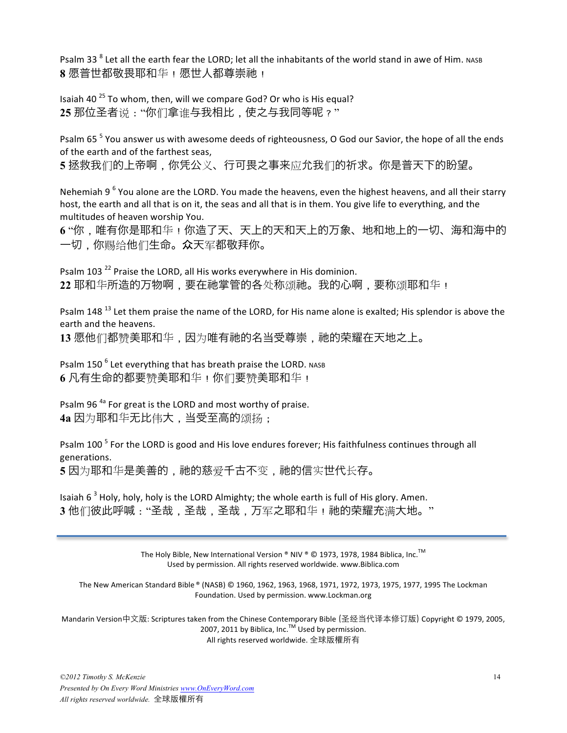Psalm 33 [8] Let all the earth fear the LORD; let all the inhabitants of the world stand in awe of Him. NASB
**8** 愿普世都敬畏耶和华！愿世人都尊崇祂！

Isaiah 40 [25] To whom, then, will we compare God? Or who is His equal?
**25** 那位圣者说："你们拿谁与我相比，使之与我同等呢？"

Psalm 65 [5] You answer us with awesome deeds of righteousness, O God our Savior, the hope of all the ends of the earth and of the farthest seas,
**5** 拯救我们的上帝啊，你凭公义、行可畏之事来应允我们的祈求。你是普天下的盼望。

Nehemiah 9 [6] You alone are the LORD. You made the heavens, even the highest heavens, and all their starry host, the earth and all that is on it, the seas and all that is in them. You give life to everything, and the multitudes of heaven worship You.
**6** "你，唯有你是耶和华！你造了天、天上的天和天上的万象、地和地上的一切、海和海中的一切，你赐给他们生命。众天军都敬拜你。

Psalm 103 [22] Praise the LORD, all His works everywhere in His dominion.
**22** 耶和华所造的万物啊，要在祂掌管的各处称颂祂。我的心啊，要称颂耶和华！

Psalm 148 [13] Let them praise the name of the LORD, for His name alone is exalted; His splendor is above the earth and the heavens.
**13** 愿他们都赞美耶和华，因为唯有祂的名当受尊崇，祂的荣耀在天地之上。

Psalm 150 [6] Let everything that has breath praise the LORD. NASB
**6** 凡有生命的都要赞美耶和华！你们要赞美耶和华！

Psalm 96 [4a] For great is the LORD and most worthy of praise.
**4a** 因为耶和华无比伟大，当受至高的颂扬；

Psalm 100 [5] For the LORD is good and His love endures forever; His faithfulness continues through all generations.
**5** 因为耶和华是美善的，祂的慈爱千古不变，祂的信实世代长存。

Isaiah 6 [3] Holy, holy, holy is the LORD Almighty; the whole earth is full of His glory. Amen.
**3** 他们彼此呼喊："圣哉，圣哉，圣哉，万军之耶和华！祂的荣耀充满大地。"

---

The Holy Bible, New International Version ® NIV ® © 1973, 1978, 1984 Biblica, Inc.™
Used by permission. All rights reserved worldwide. www.Biblica.com

The New American Standard Bible ® (NASB) © 1960, 1962, 1963, 1968, 1971, 1972, 1973, 1975, 1977, 1995 The Lockman Foundation. Used by permission. www.Lockman.org

Mandarin Version中文版: Scriptures taken from the Chinese Contemporary Bible (圣经当代译本修订版) Copyright © 1979, 2005, 2007, 2011 by Biblica, Inc.™ Used by permission.
All rights reserved worldwide. 全球版權所有

*©2012 Timothy S. McKenzie*
*Presented by On Every Word Ministries www.OnEveryWord.com*
*All rights reserved worldwide.* 全球版權所有